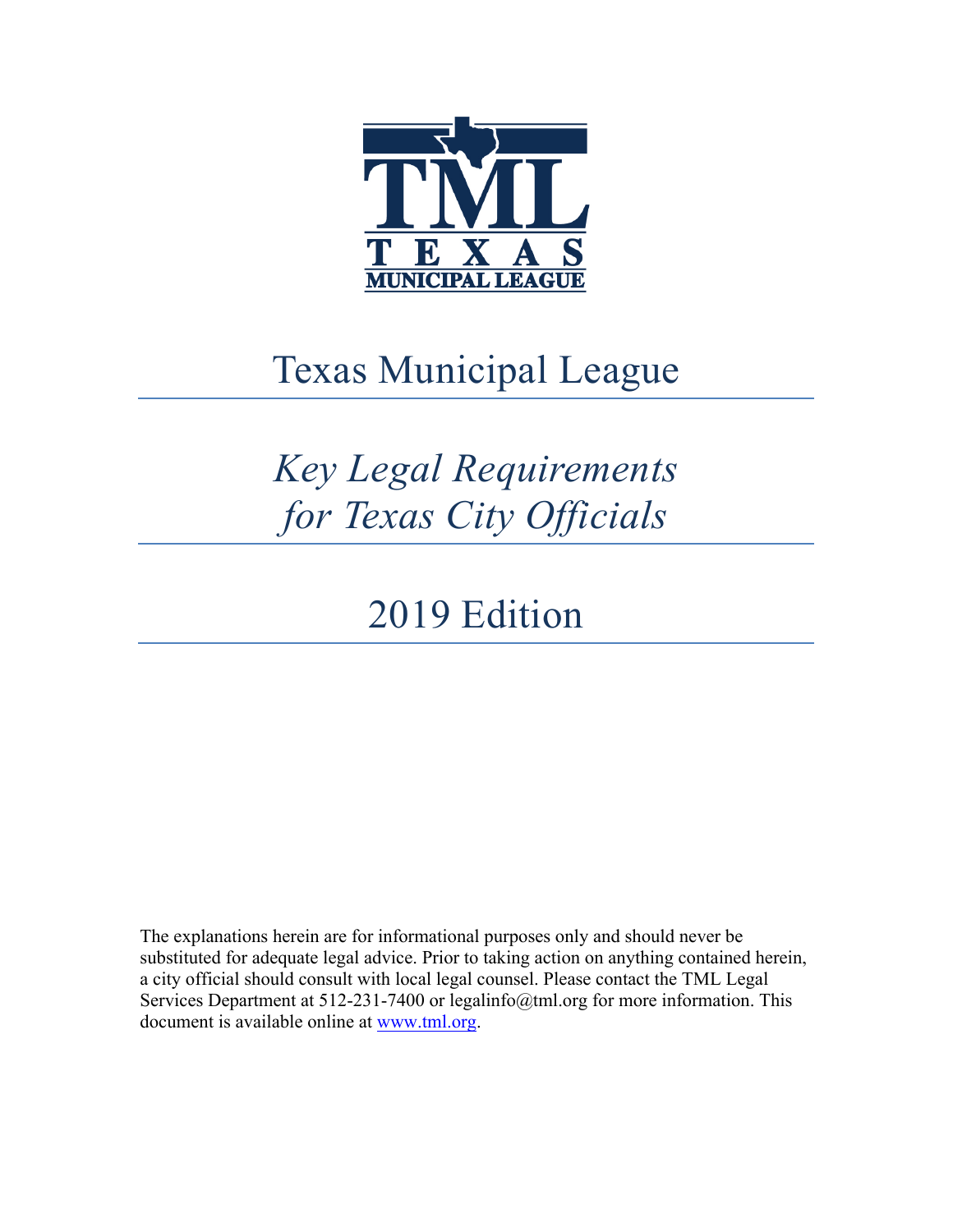# Texas Municipal League

# *Key Legal Requirements for Texas City Officials*

## 2019 Edition

The explanations herein are for informational purposes only and should never be substituted for adequate legal advice. Prior to taking action on anything contained herein, a city official should consult with local legal counsel. Please contact the TML Legal Services Department at 512-231-7400 or legalinfo@tml.org for more information. This document is available online at www.tml.org.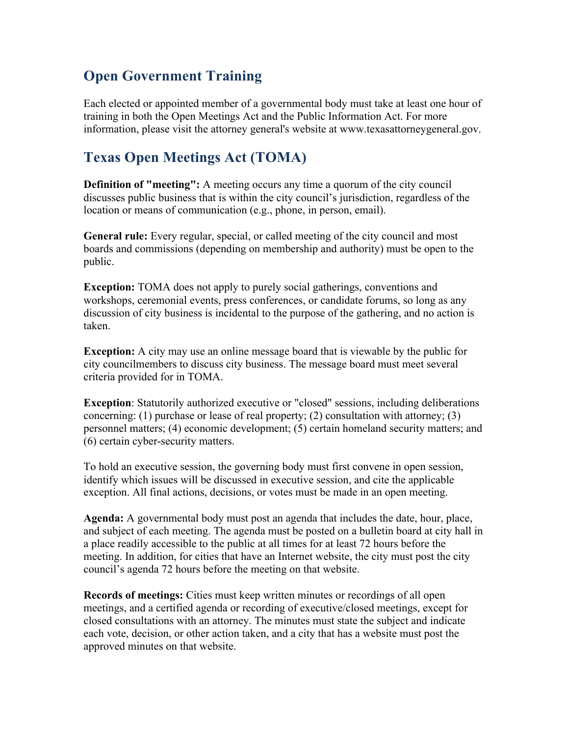## Open Government Training

Each elected or appointed member of a governmental body must take at least one hour of training in both the Open Meetings Act and the Public Information Act. For more information, please visit the attorney general's website at www.texasattorneygeneral.gov.

## Texas Open Meetings Act (TOMA)

**Definition of "meeting":** A meeting occurs any time a quorum of the city council discusses public business that is within the city council's jurisdiction, regardless of the location or means of communication (e.g., phone, in person, email).

**General rule:** Every regular, special, or called meeting of the city council and most boards and commissions (depending on membership and authority) must be open to the public.

**Exception:** TOMA does not apply to purely social gatherings, conventions and workshops, ceremonial events, press conferences, or candidate forums, so long as any discussion of city business is incidental to the purpose of the gathering, and no action is taken.

**Exception:** A city may use an online message board that is viewable by the public for city councilmembers to discuss city business. The message board must meet several criteria provided for in TOMA.

**Exception**: Statutorily authorized executive or "closed" sessions, including deliberations concerning: (1) purchase or lease of real property; (2) consultation with attorney; (3) personnel matters; (4) economic development; (5) certain homeland security matters; and (6) certain cyber-security matters.

To hold an executive session, the governing body must first convene in open session, identify which issues will be discussed in executive session, and cite the applicable exception. All final actions, decisions, or votes must be made in an open meeting.

**Agenda:** A governmental body must post an agenda that includes the date, hour, place, and subject of each meeting. The agenda must be posted on a bulletin board at city hall in a place readily accessible to the public at all times for at least 72 hours before the meeting. In addition, for cities that have an Internet website, the city must post the city council's agenda 72 hours before the meeting on that website.

**Records of meetings:** Cities must keep written minutes or recordings of all open meetings, and a certified agenda or recording of executive/closed meetings, except for closed consultations with an attorney. The minutes must state the subject and indicate each vote, decision, or other action taken, and a city that has a website must post the approved minutes on that website.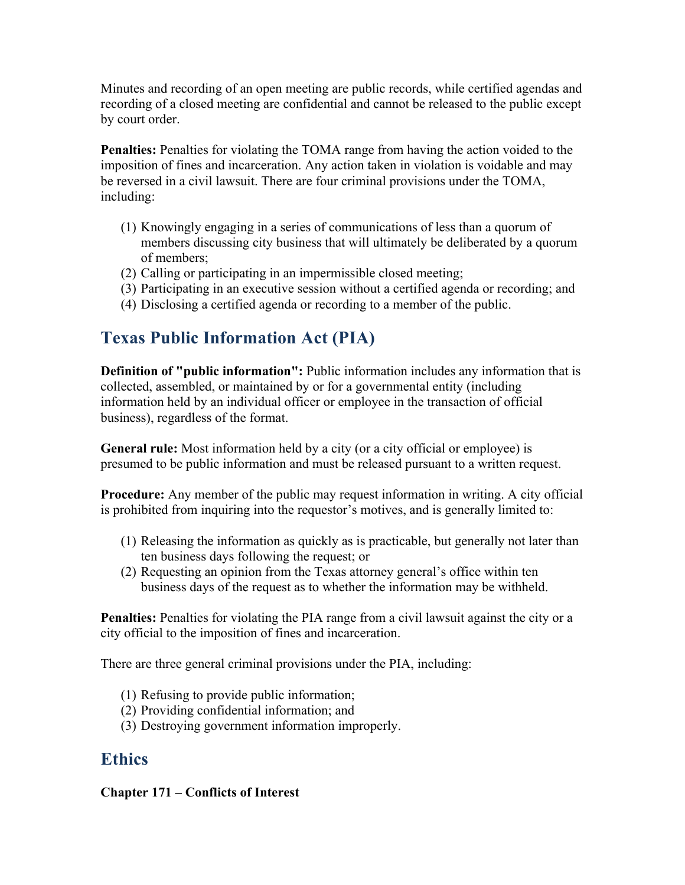Minutes and recording of an open meeting are public records, while certified agendas and recording of a closed meeting are confidential and cannot be released to the public except by court order.

**Penalties:** Penalties for violating the TOMA range from having the action voided to the imposition of fines and incarceration. Any action taken in violation is voidable and may be reversed in a civil lawsuit. There are four criminal provisions under the TOMA, including:

(1) Knowingly engaging in a series of communications of less than a quorum of members discussing city business that will ultimately be deliberated by a quorum of members;
(2) Calling or participating in an impermissible closed meeting;
(3) Participating in an executive session without a certified agenda or recording; and
(4) Disclosing a certified agenda or recording to a member of the public.

## Texas Public Information Act (PIA)

**Definition of "public information":** Public information includes any information that is collected, assembled, or maintained by or for a governmental entity (including information held by an individual officer or employee in the transaction of official business), regardless of the format.

**General rule:** Most information held by a city (or a city official or employee) is presumed to be public information and must be released pursuant to a written request.

**Procedure:** Any member of the public may request information in writing. A city official is prohibited from inquiring into the requestor's motives, and is generally limited to:

(1) Releasing the information as quickly as is practicable, but generally not later than ten business days following the request; or
(2) Requesting an opinion from the Texas attorney general's office within ten business days of the request as to whether the information may be withheld.

**Penalties:** Penalties for violating the PIA range from a civil lawsuit against the city or a city official to the imposition of fines and incarceration.

There are three general criminal provisions under the PIA, including:

(1) Refusing to provide public information;
(2) Providing confidential information; and
(3) Destroying government information improperly.

## Ethics

**Chapter 171 – Conflicts of Interest**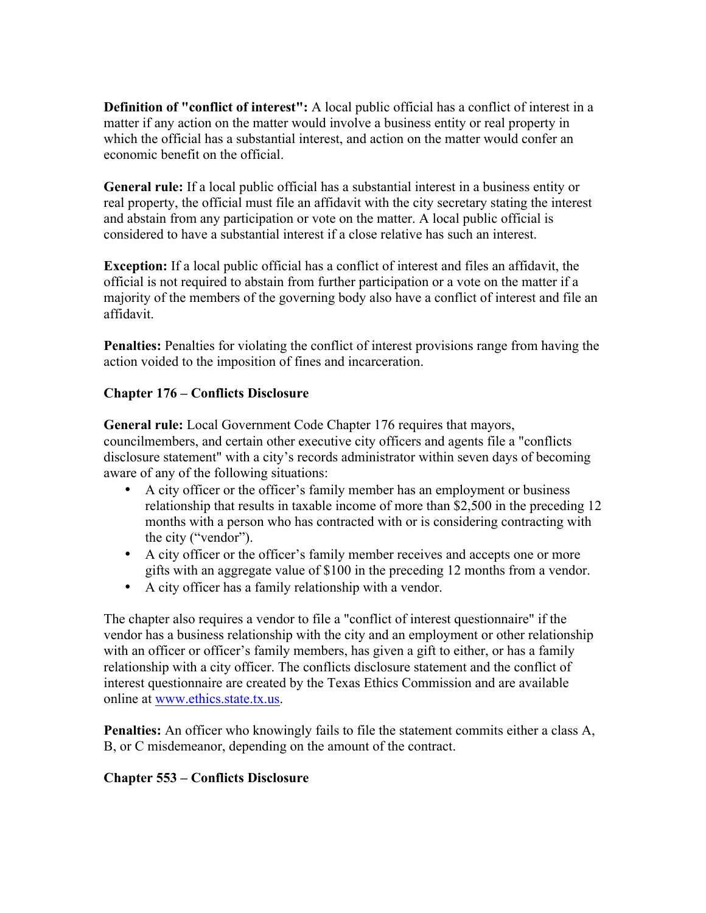**Definition of "conflict of interest":** A local public official has a conflict of interest in a matter if any action on the matter would involve a business entity or real property in which the official has a substantial interest, and action on the matter would confer an economic benefit on the official.

**General rule:** If a local public official has a substantial interest in a business entity or real property, the official must file an affidavit with the city secretary stating the interest and abstain from any participation or vote on the matter. A local public official is considered to have a substantial interest if a close relative has such an interest.

**Exception:** If a local public official has a conflict of interest and files an affidavit, the official is not required to abstain from further participation or a vote on the matter if a majority of the members of the governing body also have a conflict of interest and file an affidavit.

**Penalties:** Penalties for violating the conflict of interest provisions range from having the action voided to the imposition of fines and incarceration.

**Chapter 176 – Conflicts Disclosure**

**General rule:** Local Government Code Chapter 176 requires that mayors, councilmembers, and certain other executive city officers and agents file a "conflicts disclosure statement" with a city's records administrator within seven days of becoming aware of any of the following situations:

- A city officer or the officer's family member has an employment or business relationship that results in taxable income of more than $2,500 in the preceding 12 months with a person who has contracted with or is considering contracting with the city ("vendor").
- A city officer or the officer's family member receives and accepts one or more gifts with an aggregate value of $100 in the preceding 12 months from a vendor.
- A city officer has a family relationship with a vendor.

The chapter also requires a vendor to file a "conflict of interest questionnaire" if the vendor has a business relationship with the city and an employment or other relationship with an officer or officer's family members, has given a gift to either, or has a family relationship with a city officer. The conflicts disclosure statement and the conflict of interest questionnaire are created by the Texas Ethics Commission and are available online at www.ethics.state.tx.us.

**Penalties:** An officer who knowingly fails to file the statement commits either a class A, B, or C misdemeanor, depending on the amount of the contract.

**Chapter 553 – Conflicts Disclosure**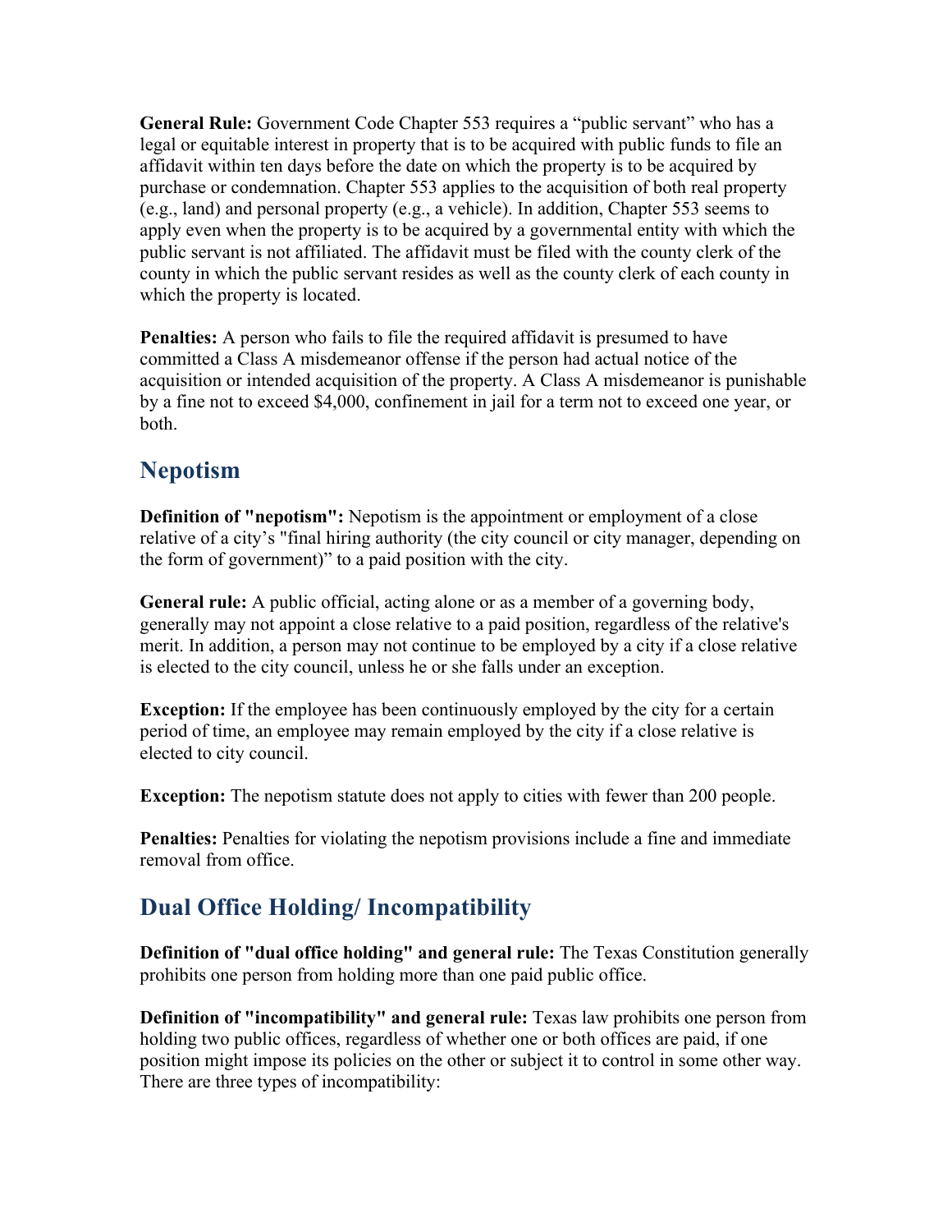**General Rule:** Government Code Chapter 553 requires a "public servant" who has a legal or equitable interest in property that is to be acquired with public funds to file an affidavit within ten days before the date on which the property is to be acquired by purchase or condemnation. Chapter 553 applies to the acquisition of both real property (e.g., land) and personal property (e.g., a vehicle). In addition, Chapter 553 seems to apply even when the property is to be acquired by a governmental entity with which the public servant is not affiliated. The affidavit must be filed with the county clerk of the county in which the public servant resides as well as the county clerk of each county in which the property is located.

**Penalties:** A person who fails to file the required affidavit is presumed to have committed a Class A misdemeanor offense if the person had actual notice of the acquisition or intended acquisition of the property. A Class A misdemeanor is punishable by a fine not to exceed $4,000, confinement in jail for a term not to exceed one year, or both.

## Nepotism

**Definition of "nepotism":** Nepotism is the appointment or employment of a close relative of a city's "final hiring authority (the city council or city manager, depending on the form of government)" to a paid position with the city.

**General rule:** A public official, acting alone or as a member of a governing body, generally may not appoint a close relative to a paid position, regardless of the relative's merit. In addition, a person may not continue to be employed by a city if a close relative is elected to the city council, unless he or she falls under an exception.

**Exception:** If the employee has been continuously employed by the city for a certain period of time, an employee may remain employed by the city if a close relative is elected to city council.

**Exception:** The nepotism statute does not apply to cities with fewer than 200 people.

**Penalties:** Penalties for violating the nepotism provisions include a fine and immediate removal from office.

## Dual Office Holding/ Incompatibility

**Definition of "dual office holding" and general rule:** The Texas Constitution generally prohibits one person from holding more than one paid public office.

**Definition of "incompatibility" and general rule:** Texas law prohibits one person from holding two public offices, regardless of whether one or both offices are paid, if one position might impose its policies on the other or subject it to control in some other way. There are three types of incompatibility: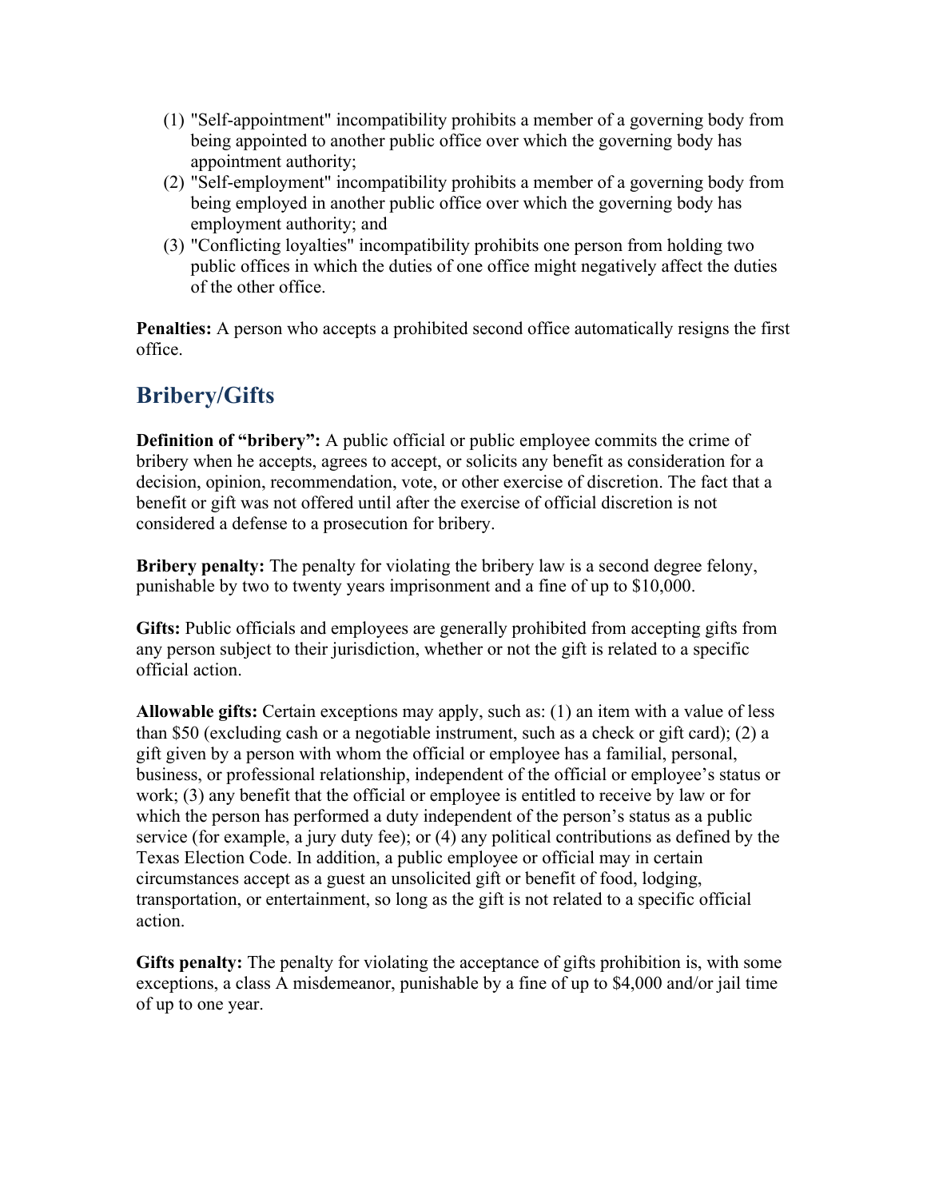(1) "Self-appointment" incompatibility prohibits a member of a governing body from being appointed to another public office over which the governing body has appointment authority;
(2) "Self-employment" incompatibility prohibits a member of a governing body from being employed in another public office over which the governing body has employment authority; and
(3) "Conflicting loyalties" incompatibility prohibits one person from holding two public offices in which the duties of one office might negatively affect the duties of the other office.

**Penalties:** A person who accepts a prohibited second office automatically resigns the first office.

## Bribery/Gifts

**Definition of "bribery":** A public official or public employee commits the crime of bribery when he accepts, agrees to accept, or solicits any benefit as consideration for a decision, opinion, recommendation, vote, or other exercise of discretion. The fact that a benefit or gift was not offered until after the exercise of official discretion is not considered a defense to a prosecution for bribery.

**Bribery penalty:** The penalty for violating the bribery law is a second degree felony, punishable by two to twenty years imprisonment and a fine of up to $10,000.

**Gifts:** Public officials and employees are generally prohibited from accepting gifts from any person subject to their jurisdiction, whether or not the gift is related to a specific official action.

**Allowable gifts:** Certain exceptions may apply, such as: (1) an item with a value of less than $50 (excluding cash or a negotiable instrument, such as a check or gift card); (2) a gift given by a person with whom the official or employee has a familial, personal, business, or professional relationship, independent of the official or employee's status or work; (3) any benefit that the official or employee is entitled to receive by law or for which the person has performed a duty independent of the person's status as a public service (for example, a jury duty fee); or (4) any political contributions as defined by the Texas Election Code. In addition, a public employee or official may in certain circumstances accept as a guest an unsolicited gift or benefit of food, lodging, transportation, or entertainment, so long as the gift is not related to a specific official action.

**Gifts penalty:** The penalty for violating the acceptance of gifts prohibition is, with some exceptions, a class A misdemeanor, punishable by a fine of up to $4,000 and/or jail time of up to one year.